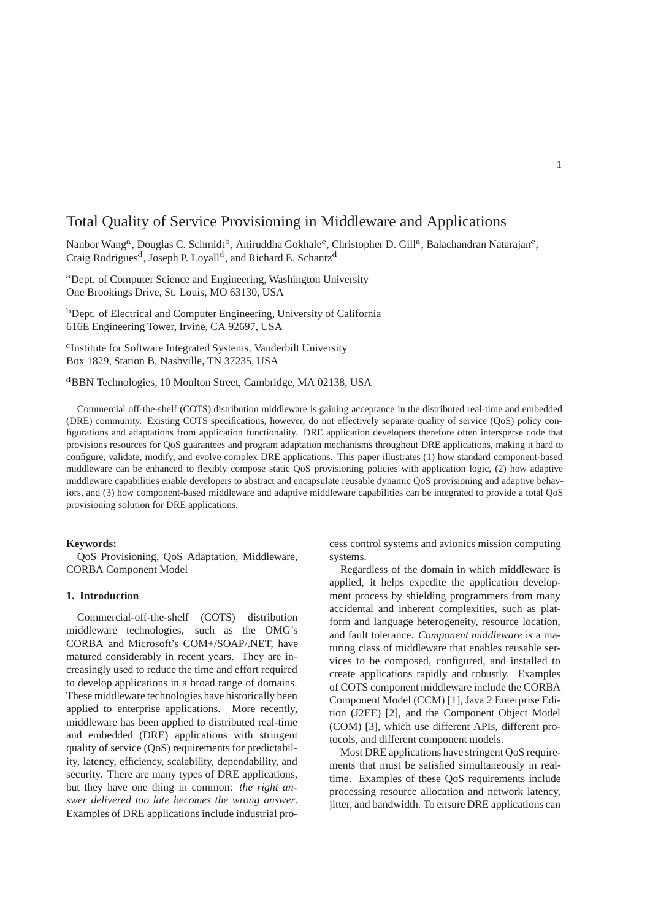# Total Quality of Service Provisioning in Middleware and Applications

Nanbor Wang[a], Douglas C. Schmidt[b], Aniruddha Gokhale[c], Christopher D. Gill[a], Balachandran Natarajan[c], Craig Rodrigues[d], Joseph P. Loyall[d], and Richard E. Schantz[d]

[a]Dept. of Computer Science and Engineering, Washington University
One Brookings Drive, St. Louis, MO 63130, USA

[b]Dept. of Electrical and Computer Engineering, University of California
616E Engineering Tower, Irvine, CA 92697, USA

[c]Institute for Software Integrated Systems, Vanderbilt University
Box 1829, Station B, Nashville, TN 37235, USA

[d]BBN Technologies, 10 Moulton Street, Cambridge, MA 02138, USA

Commercial off-the-shelf (COTS) distribution middleware is gaining acceptance in the distributed real-time and embedded (DRE) community. Existing COTS specifications, however, do not effectively separate quality of service (QoS) policy configurations and adaptations from application functionality. DRE application developers therefore often intersperse code that provisions resources for QoS guarantees and program adaptation mechanisms throughout DRE applications, making it hard to configure, validate, modify, and evolve complex DRE applications. This paper illustrates (1) how standard component-based middleware can be enhanced to flexibly compose static QoS provisioning policies with application logic, (2) how adaptive middleware capabilities enable developers to abstract and encapsulate reusable dynamic QoS provisioning and adaptive behaviors, and (3) how component-based middleware and adaptive middleware capabilities can be integrated to provide a total QoS provisioning solution for DRE applications.

**Keywords:**
QoS Provisioning, QoS Adaptation, Middleware, CORBA Component Model

## 1. Introduction

Commercial-off-the-shelf (COTS) distribution middleware technologies, such as the OMG's CORBA and Microsoft's COM+/SOAP/.NET, have matured considerably in recent years. They are increasingly used to reduce the time and effort required to develop applications in a broad range of domains. These middleware technologies have historically been applied to enterprise applications. More recently, middleware has been applied to distributed real-time and embedded (DRE) applications with stringent quality of service (QoS) requirements for predictability, latency, efficiency, scalability, dependability, and security. There are many types of DRE applications, but they have one thing in common: *the right answer delivered too late becomes the wrong answer*. Examples of DRE applications include industrial process control systems and avionics mission computing systems.

Regardless of the domain in which middleware is applied, it helps expedite the application development process by shielding programmers from many accidental and inherent complexities, such as platform and language heterogeneity, resource location, and fault tolerance. *Component middleware* is a maturing class of middleware that enables reusable services to be composed, configured, and installed to create applications rapidly and robustly. Examples of COTS component middleware include the CORBA Component Model (CCM) [1], Java 2 Enterprise Edition (J2EE) [2], and the Component Object Model (COM) [3], which use different APIs, different protocols, and different component models.

Most DRE applications have stringent QoS requirements that must be satisfied simultaneously in real-time. Examples of these QoS requirements include processing resource allocation and network latency, jitter, and bandwidth. To ensure DRE applications can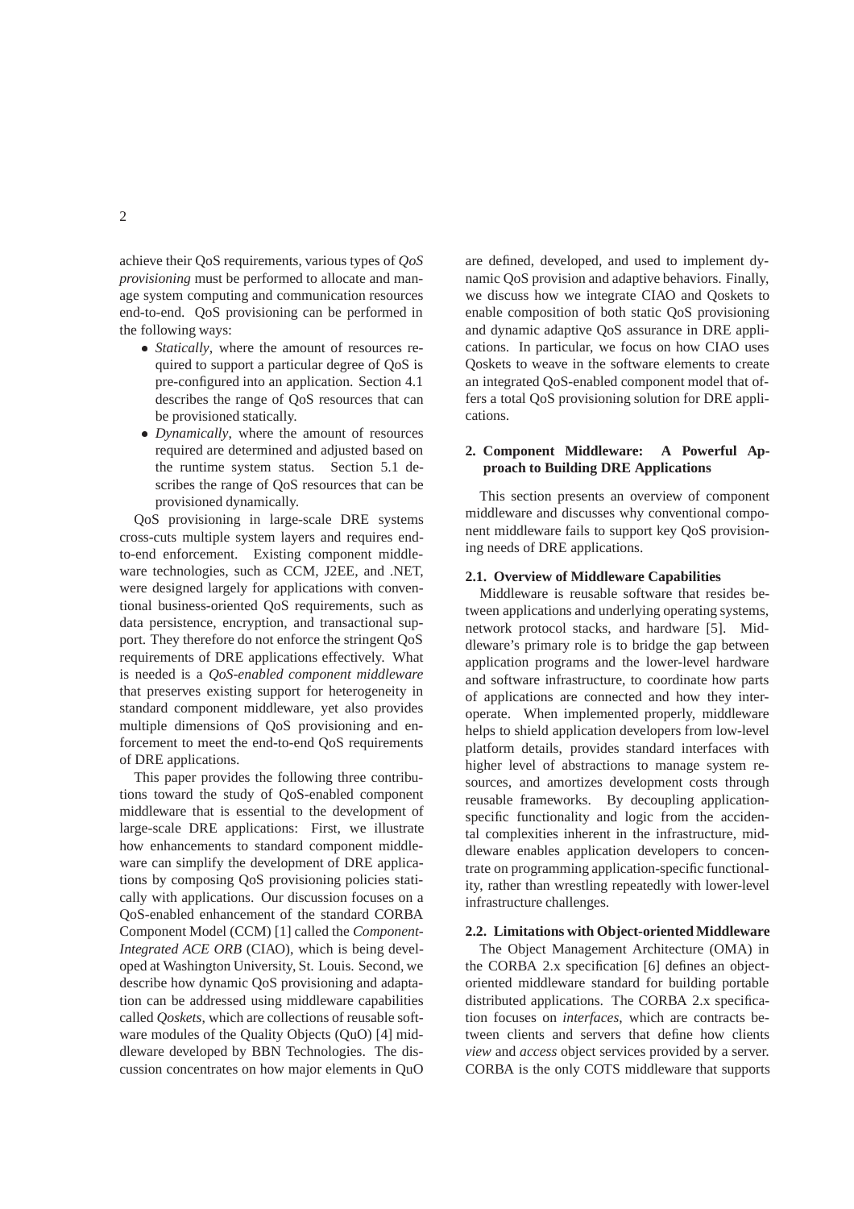achieve their QoS requirements, various types of *QoS provisioning* must be performed to allocate and manage system computing and communication resources end-to-end. QoS provisioning can be performed in the following ways:

- *Statically*, where the amount of resources required to support a particular degree of QoS is pre-configured into an application. Section 4.1 describes the range of QoS resources that can be provisioned statically.
- *Dynamically*, where the amount of resources required are determined and adjusted based on the runtime system status. Section 5.1 describes the range of QoS resources that can be provisioned dynamically.

QoS provisioning in large-scale DRE systems cross-cuts multiple system layers and requires end-to-end enforcement. Existing component middleware technologies, such as CCM, J2EE, and .NET, were designed largely for applications with conventional business-oriented QoS requirements, such as data persistence, encryption, and transactional support. They therefore do not enforce the stringent QoS requirements of DRE applications effectively. What is needed is a *QoS-enabled component middleware* that preserves existing support for heterogeneity in standard component middleware, yet also provides multiple dimensions of QoS provisioning and enforcement to meet the end-to-end QoS requirements of DRE applications.

This paper provides the following three contributions toward the study of QoS-enabled component middleware that is essential to the development of large-scale DRE applications: First, we illustrate how enhancements to standard component middleware can simplify the development of DRE applications by composing QoS provisioning policies statically with applications. Our discussion focuses on a QoS-enabled enhancement of the standard CORBA Component Model (CCM) [1] called the *Component-Integrated ACE ORB* (CIAO), which is being developed at Washington University, St. Louis. Second, we describe how dynamic QoS provisioning and adaptation can be addressed using middleware capabilities called *Qoskets*, which are collections of reusable software modules of the Quality Objects (QuO) [4] middleware developed by BBN Technologies. The discussion concentrates on how major elements in QuO are defined, developed, and used to implement dynamic QoS provision and adaptive behaviors. Finally, we discuss how we integrate CIAO and Qoskets to enable composition of both static QoS provisioning and dynamic adaptive QoS assurance in DRE applications. In particular, we focus on how CIAO uses Qoskets to weave in the software elements to create an integrated QoS-enabled component model that offers a total QoS provisioning solution for DRE applications.

## 2. Component Middleware: A Powerful Approach to Building DRE Applications

This section presents an overview of component middleware and discusses why conventional component middleware fails to support key QoS provisioning needs of DRE applications.

### 2.1. Overview of Middleware Capabilities

Middleware is reusable software that resides between applications and underlying operating systems, network protocol stacks, and hardware [5]. Middleware's primary role is to bridge the gap between application programs and the lower-level hardware and software infrastructure, to coordinate how parts of applications are connected and how they interoperate. When implemented properly, middleware helps to shield application developers from low-level platform details, provides standard interfaces with higher level of abstractions to manage system resources, and amortizes development costs through reusable frameworks. By decoupling application-specific functionality and logic from the accidental complexities inherent in the infrastructure, middleware enables application developers to concentrate on programming application-specific functionality, rather than wrestling repeatedly with lower-level infrastructure challenges.

### 2.2. Limitations with Object-oriented Middleware

The Object Management Architecture (OMA) in the CORBA 2.x specification [6] defines an object-oriented middleware standard for building portable distributed applications. The CORBA 2.x specification focuses on *interfaces*, which are contracts between clients and servers that define how clients *view* and *access* object services provided by a server. CORBA is the only COTS middleware that supports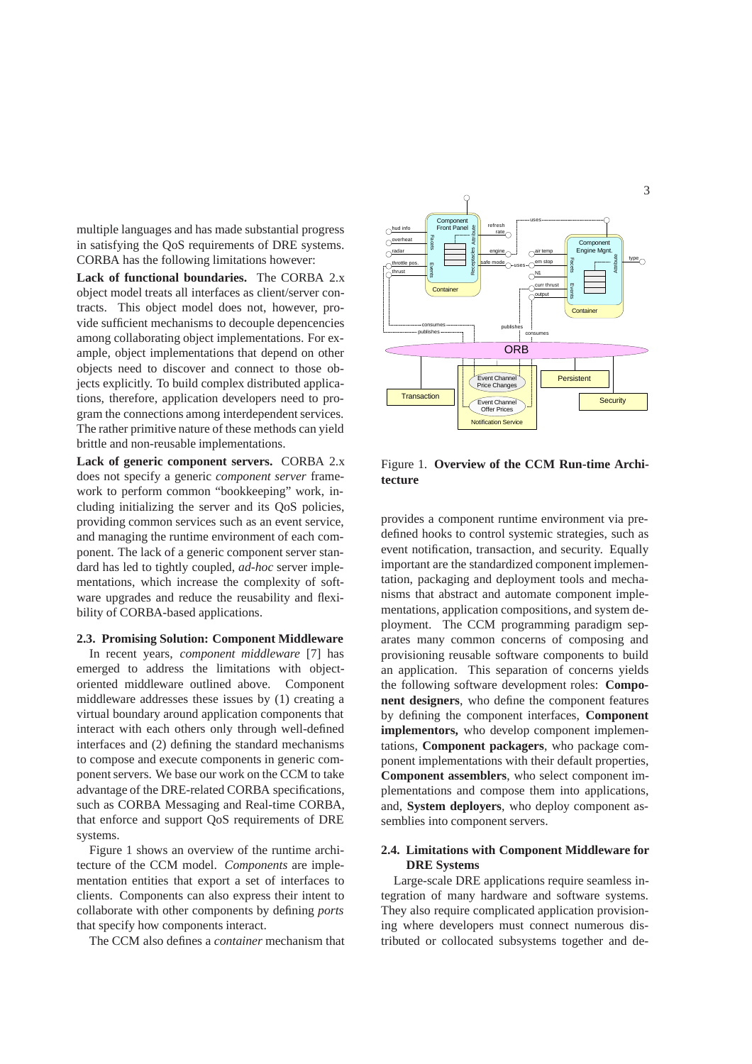multiple languages and has made substantial progress in satisfying the QoS requirements of DRE systems. CORBA has the following limitations however:

**Lack of functional boundaries.** The CORBA 2.x object model treats all interfaces as client/server contracts. This object model does not, however, provide sufficient mechanisms to decouple depencencies among collaborating object implementations. For example, object implementations that depend on other objects need to discover and connect to those objects explicitly. To build complex distributed applications, therefore, application developers need to program the connections among interdependent services. The rather primitive nature of these methods can yield brittle and non-reusable implementations.

**Lack of generic component servers.** CORBA 2.x does not specify a generic *component server* framework to perform common "bookkeeping" work, including initializing the server and its QoS policies, providing common services such as an event service, and managing the runtime environment of each component. The lack of a generic component server standard has led to tightly coupled, *ad-hoc* server implementations, which increase the complexity of software upgrades and reduce the reusability and flexibility of CORBA-based applications.

### 2.3. Promising Solution: Component Middleware

In recent years, *component middleware* [7] has emerged to address the limitations with object-oriented middleware outlined above. Component middleware addresses these issues by (1) creating a virtual boundary around application components that interact with each others only through well-defined interfaces and (2) defining the standard mechanisms to compose and execute components in generic component servers. We base our work on the CCM to take advantage of the DRE-related CORBA specifications, such as CORBA Messaging and Real-time CORBA, that enforce and support QoS requirements of DRE systems.

Figure 1 shows an overview of the runtime architecture of the CCM model. *Components* are implementation entities that export a set of interfaces to clients. Components can also express their intent to collaborate with other components by defining *ports* that specify how components interact.

The CCM also defines a *container* mechanism that provides a component runtime environment via predefined hooks to control systemic strategies, such as event notification, transaction, and security. Equally important are the standardized component implementation, packaging and deployment tools and mechanisms that abstract and automate component implementations, application compositions, and system deployment. The CCM programming paradigm separates many common concerns of composing and provisioning reusable software components to build an application. This separation of concerns yields the following software development roles: **Component designers**, who define the component features by defining the component interfaces, **Component implementors,** who develop component implementations, **Component packagers**, who package component implementations with their default properties, **Component assemblers**, who select component implementations and compose them into applications, and, **System deployers**, who deploy component assemblies into component servers.

Figure 1. **Overview of the CCM Run-time Architecture**

### 2.4. Limitations with Component Middleware for DRE Systems

Large-scale DRE applications require seamless integration of many hardware and software systems. They also require complicated application provisioning where developers must connect numerous distributed or collocated subsystems together and de-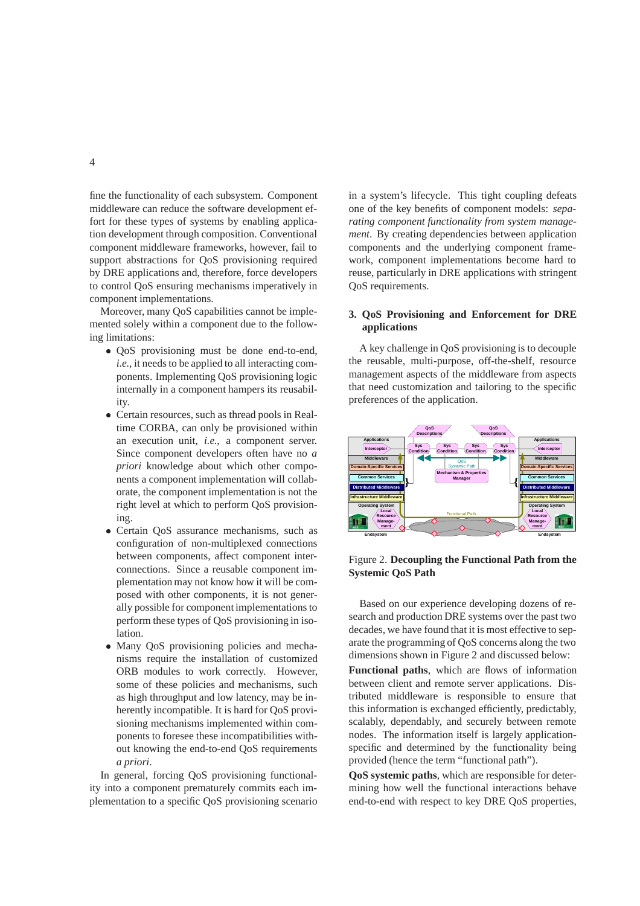fine the functionality of each subsystem. Component middleware can reduce the software development effort for these types of systems by enabling application development through composition. Conventional component middleware frameworks, however, fail to support abstractions for QoS provisioning required by DRE applications and, therefore, force developers to control QoS ensuring mechanisms imperatively in component implementations.

Moreover, many QoS capabilities cannot be implemented solely within a component due to the following limitations:

- QoS provisioning must be done end-to-end, *i.e.*, it needs to be applied to all interacting components. Implementing QoS provisioning logic internally in a component hampers its reusability.
- Certain resources, such as thread pools in Real-time CORBA, can only be provisioned within an execution unit, *i.e.*, a component server. Since component developers often have no *a priori* knowledge about which other components a component implementation will collaborate, the component implementation is not the right level at which to perform QoS provisioning.
- Certain QoS assurance mechanisms, such as configuration of non-multiplexed connections between components, affect component interconnections. Since a reusable component implementation may not know how it will be composed with other components, it is not generally possible for component implementations to perform these types of QoS provisioning in isolation.
- Many QoS provisioning policies and mechanisms require the installation of customized ORB modules to work correctly. However, some of these policies and mechanisms, such as high throughput and low latency, may be inherently incompatible. It is hard for QoS provisioning mechanisms implemented within components to foresee these incompatibilities without knowing the end-to-end QoS requirements *a priori*.

In general, forcing QoS provisioning functionality into a component prematurely commits each implementation to a specific QoS provisioning scenario in a system's lifecycle. This tight coupling defeats one of the key benefits of component models: *separating component functionality from system management*. By creating dependencies between application components and the underlying component framework, component implementations become hard to reuse, particularly in DRE applications with stringent QoS requirements.

## 3. QoS Provisioning and Enforcement for DRE applications

A key challenge in QoS provisioning is to decouple the reusable, multi-purpose, off-the-shelf, resource management aspects of the middleware from aspects that need customization and tailoring to the specific preferences of the application.

Figure 2. **Decoupling the Functional Path from the Systemic QoS Path**

Based on our experience developing dozens of research and production DRE systems over the past two decades, we have found that it is most effective to separate the programming of QoS concerns along the two dimensions shown in Figure 2 and discussed below:

**Functional paths**, which are flows of information between client and remote server applications. Distributed middleware is responsible to ensure that this information is exchanged efficiently, predictably, scalably, dependably, and securely between remote nodes. The information itself is largely application-specific and determined by the functionality being provided (hence the term "functional path").

**QoS systemic paths**, which are responsible for determining how well the functional interactions behave end-to-end with respect to key DRE QoS properties,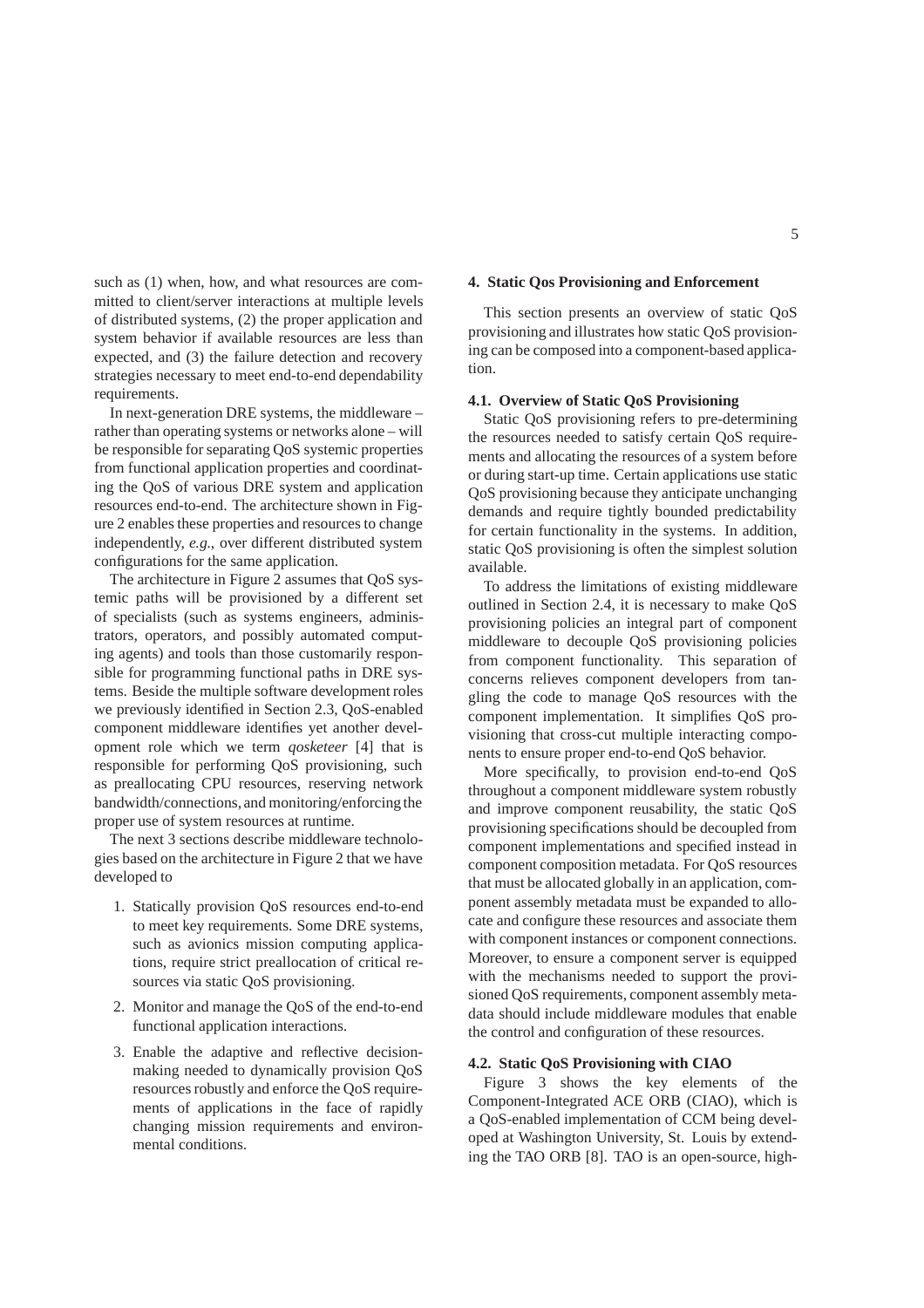such as (1) when, how, and what resources are committed to client/server interactions at multiple levels of distributed systems, (2) the proper application and system behavior if available resources are less than expected, and (3) the failure detection and recovery strategies necessary to meet end-to-end dependability requirements.

In next-generation DRE systems, the middleware – rather than operating systems or networks alone – will be responsible for separating QoS systemic properties from functional application properties and coordinating the QoS of various DRE system and application resources end-to-end. The architecture shown in Figure 2 enables these properties and resources to change independently, *e.g.*, over different distributed system configurations for the same application.

The architecture in Figure 2 assumes that QoS systemic paths will be provisioned by a different set of specialists (such as systems engineers, administrators, operators, and possibly automated computing agents) and tools than those customarily responsible for programming functional paths in DRE systems. Beside the multiple software development roles we previously identified in Section 2.3, QoS-enabled component middleware identifies yet another development role which we term *qosketeer* [4] that is responsible for performing QoS provisioning, such as preallocating CPU resources, reserving network bandwidth/connections, and monitoring/enforcing the proper use of system resources at runtime.

The next 3 sections describe middleware technologies based on the architecture in Figure 2 that we have developed to

1. Statically provision QoS resources end-to-end to meet key requirements. Some DRE systems, such as avionics mission computing applications, require strict preallocation of critical resources via static QoS provisioning.
2. Monitor and manage the QoS of the end-to-end functional application interactions.
3. Enable the adaptive and reflective decision-making needed to dynamically provision QoS resources robustly and enforce the QoS requirements of applications in the face of rapidly changing mission requirements and environmental conditions.

## 4. Static Qos Provisioning and Enforcement

This section presents an overview of static QoS provisioning and illustrates how static QoS provisioning can be composed into a component-based application.

### 4.1. Overview of Static QoS Provisioning

Static QoS provisioning refers to pre-determining the resources needed to satisfy certain QoS requirements and allocating the resources of a system before or during start-up time. Certain applications use static QoS provisioning because they anticipate unchanging demands and require tightly bounded predictability for certain functionality in the systems. In addition, static QoS provisioning is often the simplest solution available.

To address the limitations of existing middleware outlined in Section 2.4, it is necessary to make QoS provisioning policies an integral part of component middleware to decouple QoS provisioning policies from component functionality. This separation of concerns relieves component developers from tangling the code to manage QoS resources with the component implementation. It simplifies QoS provisioning that cross-cut multiple interacting components to ensure proper end-to-end QoS behavior.

More specifically, to provision end-to-end QoS throughout a component middleware system robustly and improve component reusability, the static QoS provisioning specifications should be decoupled from component implementations and specified instead in component composition metadata. For QoS resources that must be allocated globally in an application, component assembly metadata must be expanded to allocate and configure these resources and associate them with component instances or component connections. Moreover, to ensure a component server is equipped with the mechanisms needed to support the provisioned QoS requirements, component assembly metadata should include middleware modules that enable the control and configuration of these resources.

### 4.2. Static QoS Provisioning with CIAO

Figure 3 shows the key elements of the Component-Integrated ACE ORB (CIAO), which is a QoS-enabled implementation of CCM being developed at Washington University, St. Louis by extending the TAO ORB [8]. TAO is an open-source, high-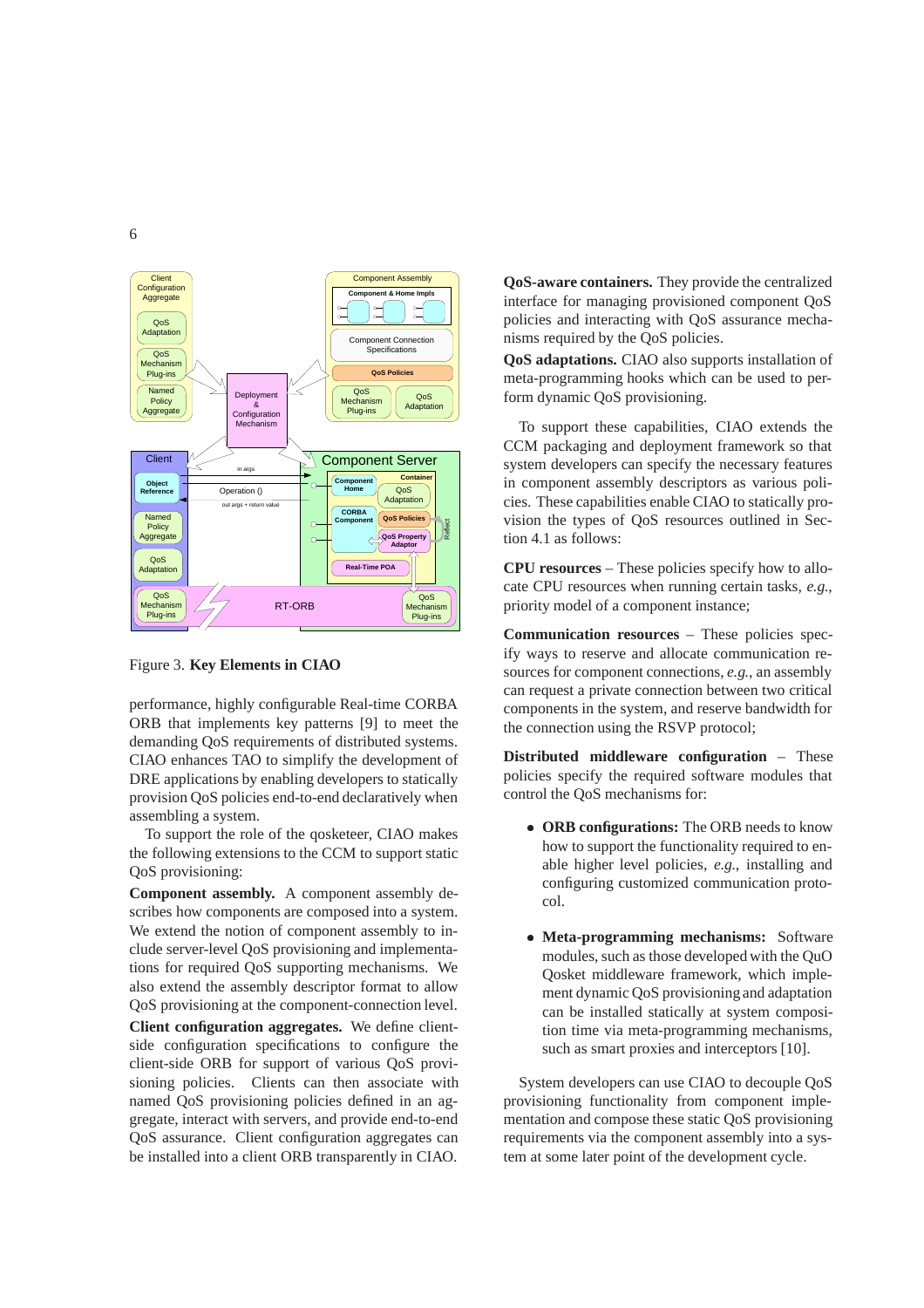Figure 3. **Key Elements in CIAO**

performance, highly configurable Real-time CORBA ORB that implements key patterns [9] to meet the demanding QoS requirements of distributed systems. CIAO enhances TAO to simplify the development of DRE applications by enabling developers to statically provision QoS policies end-to-end declaratively when assembling a system.

To support the role of the qosketeer, CIAO makes the following extensions to the CCM to support static QoS provisioning:

**Component assembly.** A component assembly describes how components are composed into a system. We extend the notion of component assembly to include server-level QoS provisioning and implementations for required QoS supporting mechanisms. We also extend the assembly descriptor format to allow QoS provisioning at the component-connection level.

**Client configuration aggregates.** We define client-side configuration specifications to configure the client-side ORB for support of various QoS provisioning policies. Clients can then associate with named QoS provisioning policies defined in an aggregate, interact with servers, and provide end-to-end QoS assurance. Client configuration aggregates can be installed into a client ORB transparently in CIAO.

**QoS-aware containers.** They provide the centralized interface for managing provisioned component QoS policies and interacting with QoS assurance mechanisms required by the QoS policies.

**QoS adaptations.** CIAO also supports installation of meta-programming hooks which can be used to perform dynamic QoS provisioning.

To support these capabilities, CIAO extends the CCM packaging and deployment framework so that system developers can specify the necessary features in component assembly descriptors as various policies. These capabilities enable CIAO to statically provision the types of QoS resources outlined in Section 4.1 as follows:

**CPU resources** – These policies specify how to allocate CPU resources when running certain tasks, *e.g.*, priority model of a component instance;

**Communication resources** – These policies specify ways to reserve and allocate communication resources for component connections, *e.g.*, an assembly can request a private connection between two critical components in the system, and reserve bandwidth for the connection using the RSVP protocol;

**Distributed middleware configuration** – These policies specify the required software modules that control the QoS mechanisms for:

- **ORB configurations:** The ORB needs to know how to support the functionality required to enable higher level policies, *e.g.*, installing and configuring customized communication protocol.

- **Meta-programming mechanisms:** Software modules, such as those developed with the QuO Qosket middleware framework, which implement dynamic QoS provisioning and adaptation can be installed statically at system composition time via meta-programming mechanisms, such as smart proxies and interceptors [10].

System developers can use CIAO to decouple QoS provisioning functionality from component implementation and compose these static QoS provisioning requirements via the component assembly into a system at some later point of the development cycle.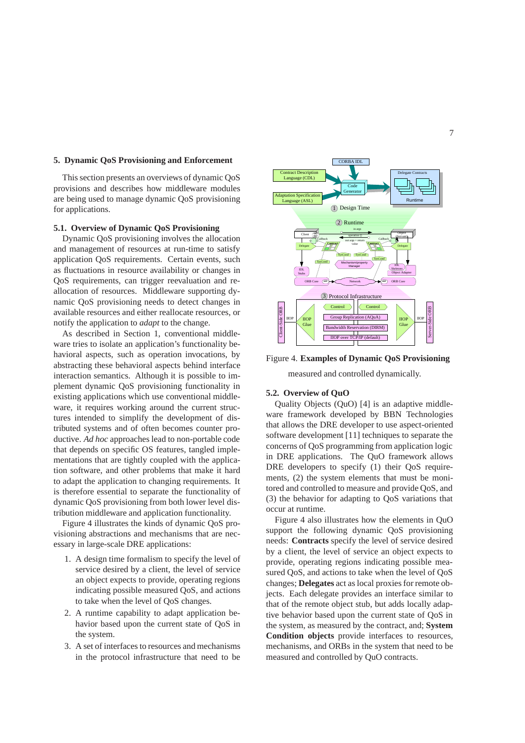## 5. Dynamic QoS Provisioning and Enforcement

This section presents an overviews of dynamic QoS provisions and describes how middleware modules are being used to manage dynamic QoS provisioning for applications.

### 5.1. Overview of Dynamic QoS Provisioning

Dynamic QoS provisioning involves the allocation and management of resources at run-time to satisfy application QoS requirements. Certain events, such as fluctuations in resource availability or changes in QoS requirements, can trigger reevaluation and reallocation of resources. Middleware supporting dynamic QoS provisioning needs to detect changes in available resources and either reallocate resources, or notify the application to *adapt* to the change.

As described in Section 1, conventional middleware tries to isolate an application's functionality behavioral aspects, such as operation invocations, by abstracting these behavioral aspects behind interface interaction semantics. Although it is possible to implement dynamic QoS provisioning functionality in existing applications which use conventional middleware, it requires working around the current structures intended to simplify the development of distributed systems and of often becomes counter productive. *Ad hoc* approaches lead to non-portable code that depends on specific OS features, tangled implementations that are tightly coupled with the application software, and other problems that make it hard to adapt the application to changing requirements. It is therefore essential to separate the functionality of dynamic QoS provisioning from both lower level distribution middleware and application functionality.

Figure 4 illustrates the kinds of dynamic QoS provisioning abstractions and mechanisms that are necessary in large-scale DRE applications:

1. A design time formalism to specify the level of service desired by a client, the level of service an object expects to provide, operating regions indicating possible measured QoS, and actions to take when the level of QoS changes.
2. A runtime capability to adapt application behavior based upon the current state of QoS in the system.
3. A set of interfaces to resources and mechanisms in the protocol infrastructure that need to be measured and controlled dynamically.

Figure 4. **Examples of Dynamic QoS Provisioning**

### 5.2. Overview of QuO

Quality Objects (QuO) [4] is an adaptive middleware framework developed by BBN Technologies that allows the DRE developer to use aspect-oriented software development [11] techniques to separate the concerns of QoS programming from application logic in DRE applications. The QuO framework allows DRE developers to specify (1) their QoS requirements, (2) the system elements that must be monitored and controlled to measure and provide QoS, and (3) the behavior for adapting to QoS variations that occur at runtime.

Figure 4 also illustrates how the elements in QuO support the following dynamic QoS provisioning needs: **Contracts** specify the level of service desired by a client, the level of service an object expects to provide, operating regions indicating possible measured QoS, and actions to take when the level of QoS changes; **Delegates** act as local proxies for remote objects. Each delegate provides an interface similar to that of the remote object stub, but adds locally adaptive behavior based upon the current state of QoS in the system, as measured by the contract, and; **System Condition objects** provide interfaces to resources, mechanisms, and ORBs in the system that need to be measured and controlled by QuO contracts.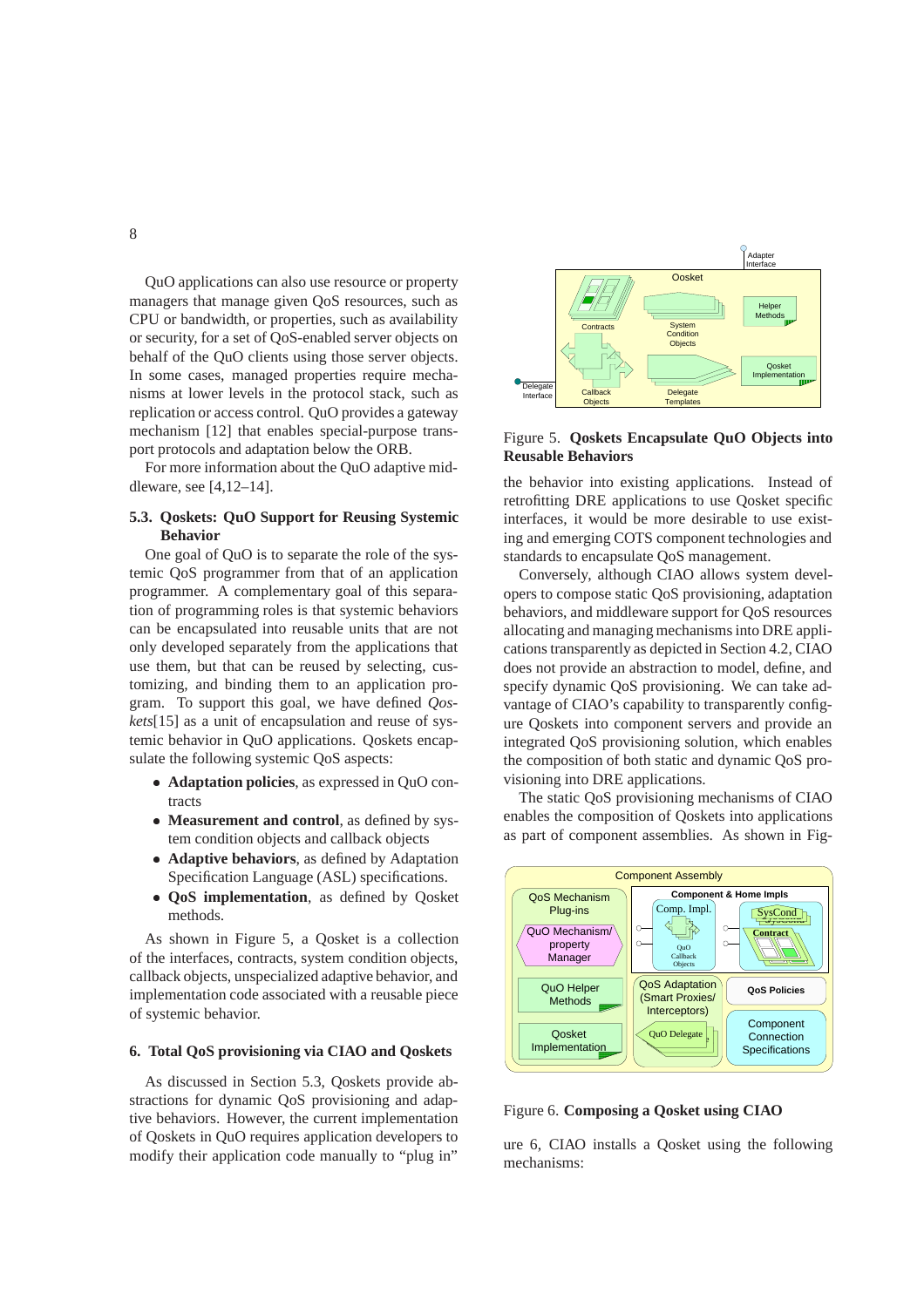QuO applications can also use resource or property managers that manage given QoS resources, such as CPU or bandwidth, or properties, such as availability or security, for a set of QoS-enabled server objects on behalf of the QuO clients using those server objects. In some cases, managed properties require mechanisms at lower levels in the protocol stack, such as replication or access control. QuO provides a gateway mechanism [12] that enables special-purpose transport protocols and adaptation below the ORB.

For more information about the QuO adaptive middleware, see [4,12–14].

### 5.3. Qoskets: QuO Support for Reusing Systemic Behavior

One goal of QuO is to separate the role of the systemic QoS programmer from that of an application programmer. A complementary goal of this separation of programming roles is that systemic behaviors can be encapsulated into reusable units that are not only developed separately from the applications that use them, but that can be reused by selecting, customizing, and binding them to an application program. To support this goal, we have defined *Qoskets*[15] as a unit of encapsulation and reuse of systemic behavior in QuO applications. Qoskets encapsulate the following systemic QoS aspects:

- **Adaptation policies**, as expressed in QuO contracts
- **Measurement and control**, as defined by system condition objects and callback objects
- **Adaptive behaviors**, as defined by Adaptation Specification Language (ASL) specifications.
- **QoS implementation**, as defined by Qosket methods.

As shown in Figure 5, a Qosket is a collection of the interfaces, contracts, system condition objects, callback objects, unspecialized adaptive behavior, and implementation code associated with a reusable piece of systemic behavior.

## 6. Total QoS provisioning via CIAO and Qoskets

As discussed in Section 5.3, Qoskets provide abstractions for dynamic QoS provisioning and adaptive behaviors. However, the current implementation of Qoskets in QuO requires application developers to modify their application code manually to "plug in" the behavior into existing applications. Instead of retrofitting DRE applications to use Qosket specific interfaces, it would be more desirable to use existing and emerging COTS component technologies and standards to encapsulate QoS management.

Figure 5. **Qoskets Encapsulate QuO Objects into Reusable Behaviors**

Conversely, although CIAO allows system developers to compose static QoS provisioning, adaptation behaviors, and middleware support for QoS resources allocating and managing mechanisms into DRE applications transparently as depicted in Section 4.2, CIAO does not provide an abstraction to model, define, and specify dynamic QoS provisioning. We can take advantage of CIAO's capability to transparently configure Qoskets into component servers and provide an integrated QoS provisioning solution, which enables the composition of both static and dynamic QoS provisioning into DRE applications.

The static QoS provisioning mechanisms of CIAO enables the composition of Qoskets into applications as part of component assemblies. As shown in Figure 6, CIAO installs a Qosket using the following mechanisms:

Figure 6. **Composing a Qosket using CIAO**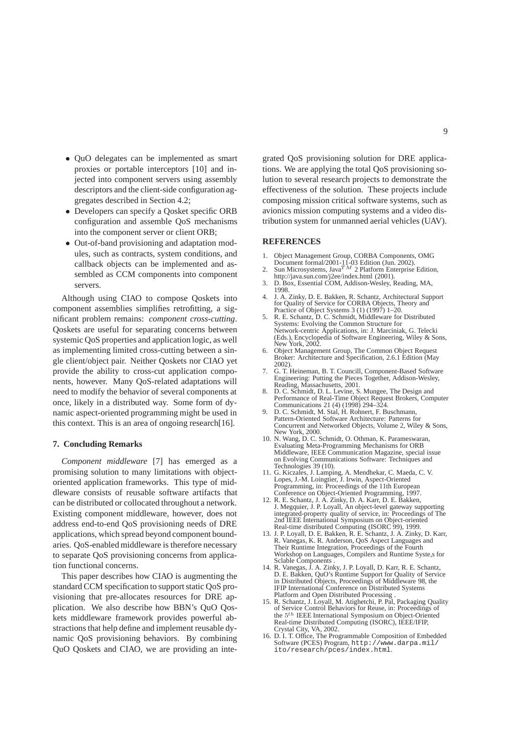- QuO delegates can be implemented as smart proxies or portable interceptors [10] and injected into component servers using assembly descriptors and the client-side configuration aggregates described in Section 4.2;
- Developers can specify a Qosket specific ORB configuration and assemble QoS mechanisms into the component server or client ORB;
- Out-of-band provisioning and adaptation modules, such as contracts, system conditions, and callback objects can be implemented and assembled as CCM components into component servers.

Although using CIAO to compose Qoskets into component assemblies simplifies retrofitting, a significant problem remains: *component cross-cutting*. Qoskets are useful for separating concerns between systemic QoS properties and application logic, as well as implementing limited cross-cutting between a single client/object pair. Neither Qoskets nor CIAO yet provide the ability to cross-cut application components, however. Many QoS-related adaptations will need to modify the behavior of several components at once, likely in a distributed way. Some form of dynamic aspect-oriented programming might be used in this context. This is an area of ongoing research[16].

### 7. Concluding Remarks

*Component middleware* [7] has emerged as a promising solution to many limitations with object-oriented application frameworks. This type of middleware consists of reusable software artifacts that can be distributed or collocated throughout a network. Existing component middleware, however, does not address end-to-end QoS provisioning needs of DRE applications, which spread beyond component boundaries. QoS-enabled middleware is therefore necessary to separate QoS provisioning concerns from application functional concerns.

This paper describes how CIAO is augmenting the standard CCM specification to support static QoS provisioning that pre-allocates resources for DRE application. We also describe how BBN's QuO Qoskets middleware framework provides powerful abstractions that help define and implement reusable dynamic QoS provisioning behaviors. By combining QuO Qoskets and CIAO, we are providing an integrated QoS provisioning solution for DRE applications. We are applying the total QoS provisioning solution to several research projects to demonstrate the effectiveness of the solution. These projects include composing mission critical software systems, such as avionics mission computing systems and a video distribution system for unmanned aerial vehicles (UAV).

### REFERENCES

1. Object Management Group, CORBA Components, OMG Document formal/2001-11-03 Edition (Jun. 2002).
2. Sun Microsystems, Java$^{TM}$ 2 Platform Enterprise Edition, http://java.sun.com/j2ee/index.html (2001).
3. D. Box, Essential COM, Addison-Wesley, Reading, MA, 1998.
4. J. A. Zinky, D. E. Bakken, R. Schantz, Architectural Support for Quality of Service for CORBA Objects, Theory and Practice of Object Systems 3 (1) (1997) 1–20.
5. R. E. Schantz, D. C. Schmidt, Middleware for Distributed Systems: Evolving the Common Structure for Network-centric Applications, in: J. Marciniak, G. Telecki (Eds.), Encyclopedia of Software Engineering, Wiley & Sons, New York, 2002.
6. Object Management Group, The Common Object Request Broker: Architecture and Specification, 2.6.1 Edition (May 2002).
7. G. T. Heineman, B. T. Councill, Component-Based Software Engineering: Putting the Pieces Together, Addison-Wesley, Reading, Massachusetts, 2001.
8. D. C. Schmidt, D. L. Levine, S. Mungee, The Design and Performance of Real-Time Object Request Brokers, Computer Communications 21 (4) (1998) 294–324.
9. D. C. Schmidt, M. Stal, H. Rohnert, F. Buschmann, Pattern-Oriented Software Architecture: Patterns for Concurrent and Networked Objects, Volume 2, Wiley & Sons, New York, 2000.
10. N. Wang, D. C. Schmidt, O. Othman, K. Parameswaran, Evaluating Meta-Programming Mechanisms for ORB Middleware, IEEE Communication Magazine, special issue on Evolving Communications Software: Techniques and Technologies 39 (10).
11. G. Kiczales, J. Lamping, A. Mendhekar, C. Maeda, C. V. Lopes, J.-M. Loingtier, J. Irwin, Aspect-Oriented Programming, in: Proceedings of the 11th European Conference on Object-Oriented Programming, 1997.
12. R. E. Schantz, J. A. Zinky, D. A. Karr, D. E. Bakken, J. Megquier, J. P. Loyall, An object-level gateway supporting integrated-property quality of service, in: Proceedings of The 2nd IEEE International Symposium on Object-oriented Real-time distributed Computing (ISORC 99), 1999.
13. J. P. Loyall, D. E. Bakken, R. E. Schantz, J. A. Zinky, D. Karr, R. Vanegas, K. R. Anderson, QoS Aspect Languages and Their Runtime Integration, Proceedings of the Fourth Workshop on Languages, Compilers and Runtime Syste,s for Sclable Components .
14. R. Vanegas, J. A. Zinky, J. P. Loyall, D. Karr, R. E. Schantz, D. E. Bakken, QuO's Runtime Support for Quality of Service in Distributed Objects, Proceedings of Middleware 98, the IFIP International Conference on Distributed Systems Platform and Open Distributed Processing .
15. R. Schantz, J. Loyall, M. Atighetchi, P. Pal, Packaging Quality of Service Control Behaviors for Reuse, in: Proceedings of the $5^{th}$ IEEE International Symposium on Object-Oriented Real-time Distributed Computing (ISORC), IEEE/IFIP, Crystal City, VA, 2002.
16. D. I. T. Office, The Programmable Composition of Embedded Software (PCES) Program, `http://www.darpa.mil/ito/research/pces/index.html`.